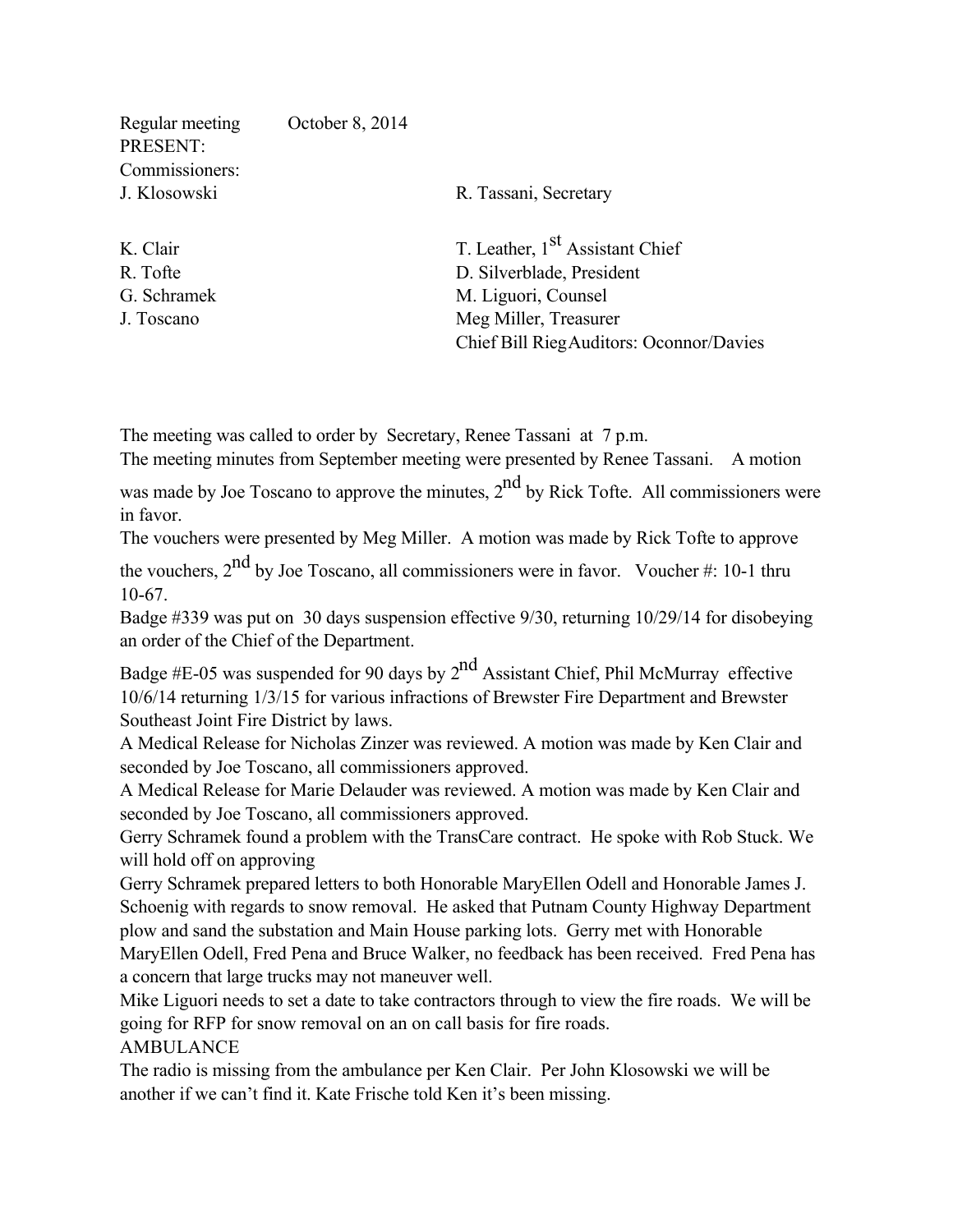Regular meeting October 8, 2014

PRESENT:

Commissioners:

| | |
|---|---|
| J. Klosowski | R. Tassani, Secretary |
| K. Clair | T. Leather, 1st Assistant Chief |
| R. Tofte | D. Silverblade, President |
| G. Schramek | M. Liguori, Counsel |
| J. Toscano | Meg Miller, Treasurer |
| | Chief Bill Rieg Auditors: Oconnor/Davies |

The meeting was called to order by Secretary, Renee Tassani at 7 p.m.

The meeting minutes from September meeting were presented by Renee Tassani. A motion was made by Joe Toscano to approve the minutes, 2nd by Rick Tofte. All commissioners were in favor.

The vouchers were presented by Meg Miller. A motion was made by Rick Tofte to approve the vouchers, 2nd by Joe Toscano, all commissioners were in favor. Voucher #: 10-1 thru 10-67.

Badge #339 was put on 30 days suspension effective 9/30, returning 10/29/14 for disobeying an order of the Chief of the Department.

Badge #E-05 was suspended for 90 days by 2nd Assistant Chief, Phil McMurray effective 10/6/14 returning 1/3/15 for various infractions of Brewster Fire Department and Brewster Southeast Joint Fire District by laws.

A Medical Release for Nicholas Zinzer was reviewed. A motion was made by Ken Clair and seconded by Joe Toscano, all commissioners approved.

A Medical Release for Marie Delauder was reviewed. A motion was made by Ken Clair and seconded by Joe Toscano, all commissioners approved.

Gerry Schramek found a problem with the TransCare contract. He spoke with Rob Stuck. We will hold off on approving

Gerry Schramek prepared letters to both Honorable MaryEllen Odell and Honorable James J. Schoenig with regards to snow removal. He asked that Putnam County Highway Department plow and sand the substation and Main House parking lots. Gerry met with Honorable MaryEllen Odell, Fred Pena and Bruce Walker, no feedback has been received. Fred Pena has a concern that large trucks may not maneuver well.

Mike Liguori needs to set a date to take contractors through to view the fire roads. We will be going for RFP for snow removal on an on call basis for fire roads.

AMBULANCE

The radio is missing from the ambulance per Ken Clair. Per John Klosowski we will be another if we can't find it. Kate Frische told Ken it's been missing.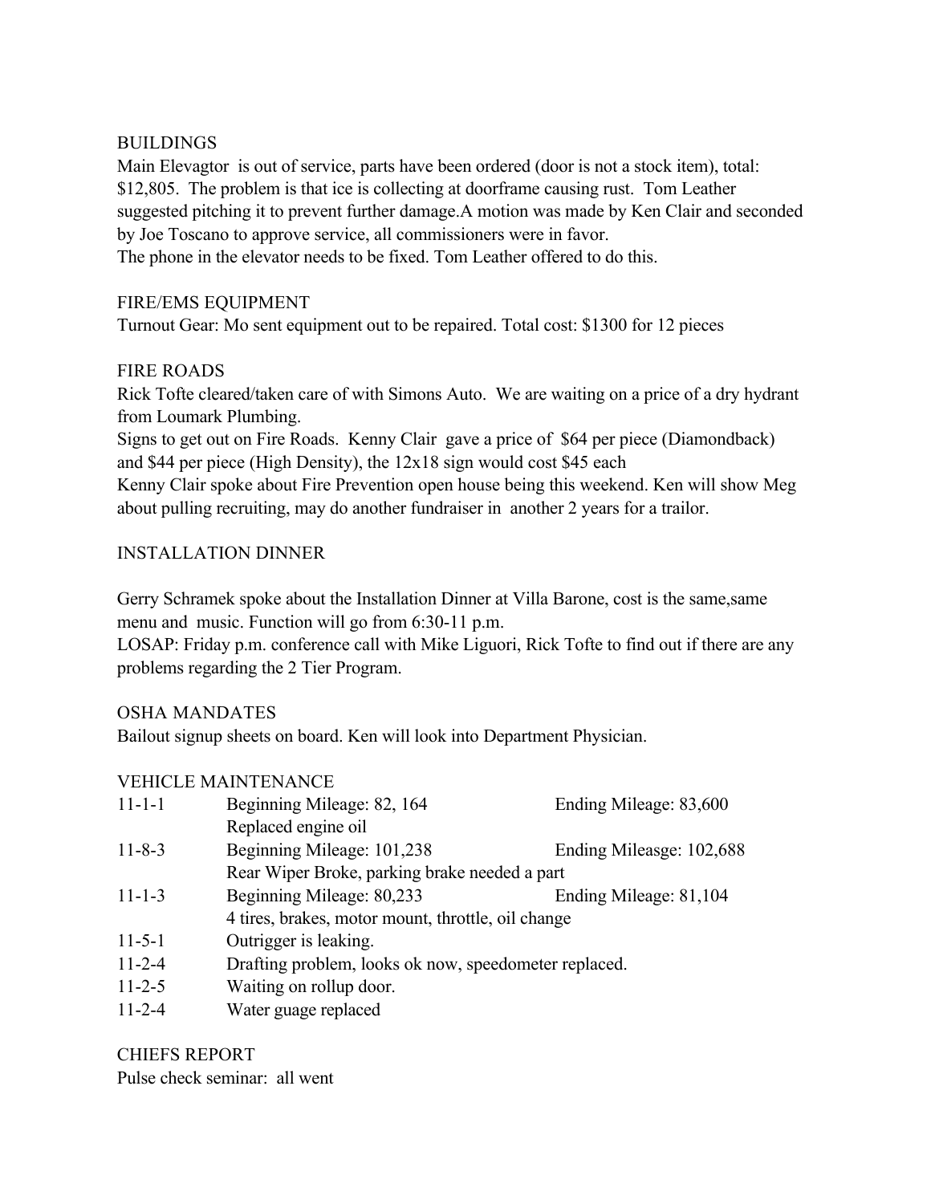## BUILDINGS

Main Elevagtor is out of service, parts have been ordered (door is not a stock item), total: $12,805. The problem is that ice is collecting at doorframe causing rust. Tom Leather suggested pitching it to prevent further damage.A motion was made by Ken Clair and seconded by Joe Toscano to approve service, all commissioners were in favor.

The phone in the elevator needs to be fixed. Tom Leather offered to do this.

## FIRE/EMS EQUIPMENT

Turnout Gear: Mo sent equipment out to be repaired. Total cost: $1300 for 12 pieces

## FIRE ROADS

Rick Tofte cleared/taken care of with Simons Auto. We are waiting on a price of a dry hydrant from Loumark Plumbing.

Signs to get out on Fire Roads. Kenny Clair gave a price of $64 per piece (Diamondback) and $44 per piece (High Density), the 12x18 sign would cost $45 each

Kenny Clair spoke about Fire Prevention open house being this weekend. Ken will show Meg about pulling recruiting, may do another fundraiser in another 2 years for a trailor.

## INSTALLATION DINNER

Gerry Schramek spoke about the Installation Dinner at Villa Barone, cost is the same,same menu and music. Function will go from 6:30-11 p.m.

LOSAP: Friday p.m. conference call with Mike Liguori, Rick Tofte to find out if there are any problems regarding the 2 Tier Program.

## OSHA MANDATES

Bailout signup sheets on board. Ken will look into Department Physician.

## VEHICLE MAINTENANCE

| | | |
|---|---|---|
| 11-1-1 | Beginning Mileage: 82, 164 | Ending Mileage: 83,600 |
| | Replaced engine oil | |
| 11-8-3 | Beginning Mileage: 101,238 | Ending Mileasge: 102,688 |
| | Rear Wiper Broke, parking brake needed a part | |
| 11-1-3 | Beginning Mileage: 80,233 | Ending Mileage: 81,104 |
| | 4 tires, brakes, motor mount, throttle, oil change | |
| 11-5-1 | Outrigger is leaking. | |
| 11-2-4 | Drafting problem, looks ok now, speedometer replaced. | |
| 11-2-5 | Waiting on rollup door. | |
| 11-2-4 | Water guage replaced | |

## CHIEFS REPORT

Pulse check seminar: all went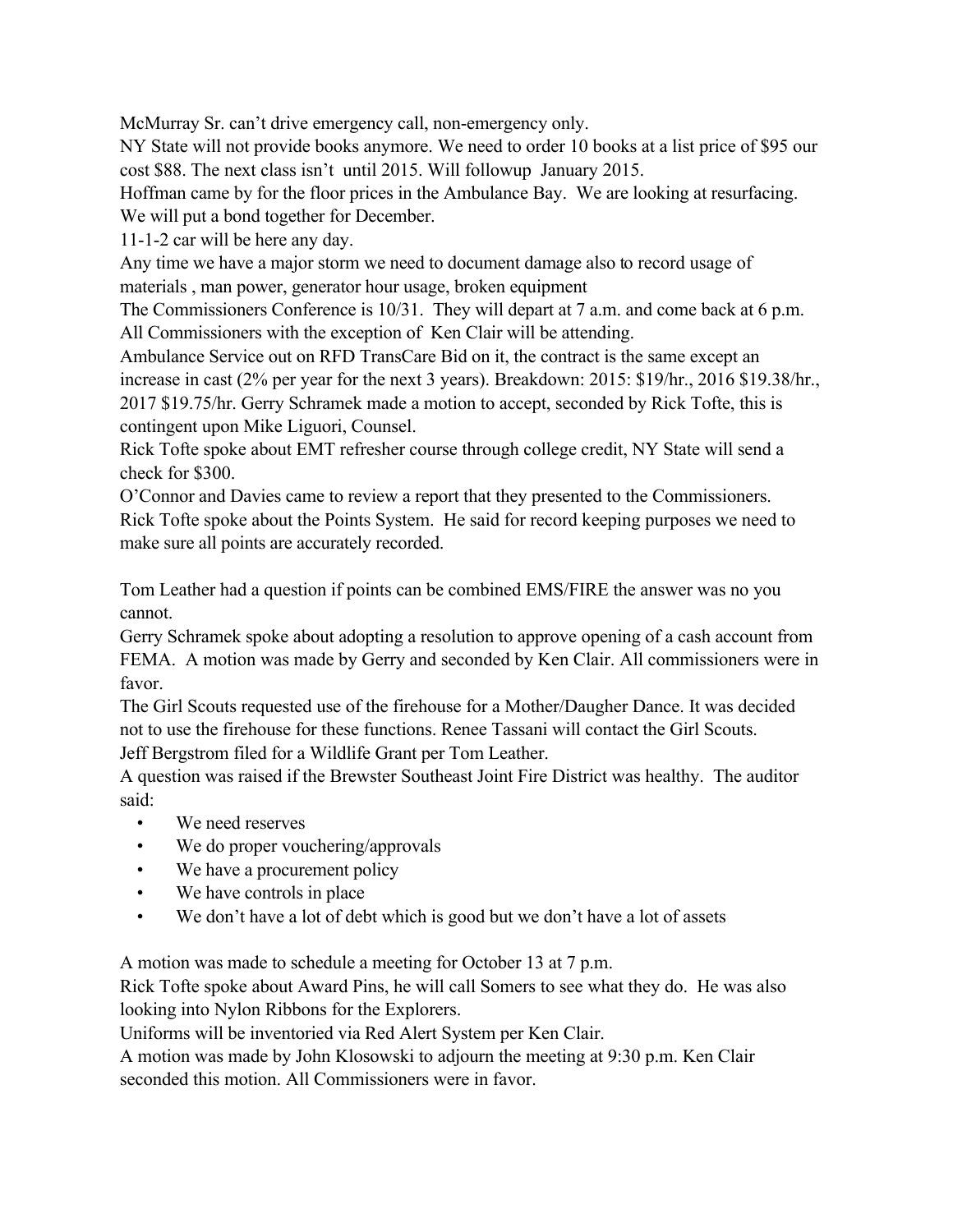McMurray Sr. can't drive emergency call, non-emergency only.
NY State will not provide books anymore. We need to order 10 books at a list price of $95 our cost $88. The next class isn't until 2015. Will followup January 2015.
Hoffman came by for the floor prices in the Ambulance Bay. We are looking at resurfacing. We will put a bond together for December.
11-1-2 car will be here any day.
Any time we have a major storm we need to document damage also to record usage of materials , man power, generator hour usage, broken equipment
The Commissioners Conference is 10/31. They will depart at 7 a.m. and come back at 6 p.m. All Commissioners with the exception of Ken Clair will be attending.
Ambulance Service out on RFD TransCare Bid on it, the contract is the same except an increase in cast (2% per year for the next 3 years). Breakdown: 2015: $19/hr., 2016 $19.38/hr., 2017 $19.75/hr. Gerry Schramek made a motion to accept, seconded by Rick Tofte, this is contingent upon Mike Liguori, Counsel.
Rick Tofte spoke about EMT refresher course through college credit, NY State will send a check for $300.
O'Connor and Davies came to review a report that they presented to the Commissioners.
Rick Tofte spoke about the Points System. He said for record keeping purposes we need to make sure all points are accurately recorded.

Tom Leather had a question if points can be combined EMS/FIRE the answer was no you cannot.
Gerry Schramek spoke about adopting a resolution to approve opening of a cash account from FEMA. A motion was made by Gerry and seconded by Ken Clair. All commissioners were in favor.
The Girl Scouts requested use of the firehouse for a Mother/Daugher Dance. It was decided not to use the firehouse for these functions. Renee Tassani will contact the Girl Scouts.
Jeff Bergstrom filed for a Wildlife Grant per Tom Leather.
A question was raised if the Brewster Southeast Joint Fire District was healthy. The auditor said:

- We need reserves
- We do proper vouchering/approvals
- We have a procurement policy
- We have controls in place
- We don't have a lot of debt which is good but we don't have a lot of assets

A motion was made to schedule a meeting for October 13 at 7 p.m.
Rick Tofte spoke about Award Pins, he will call Somers to see what they do. He was also looking into Nylon Ribbons for the Explorers.
Uniforms will be inventoried via Red Alert System per Ken Clair.
A motion was made by John Klosowski to adjourn the meeting at 9:30 p.m. Ken Clair seconded this motion. All Commissioners were in favor.